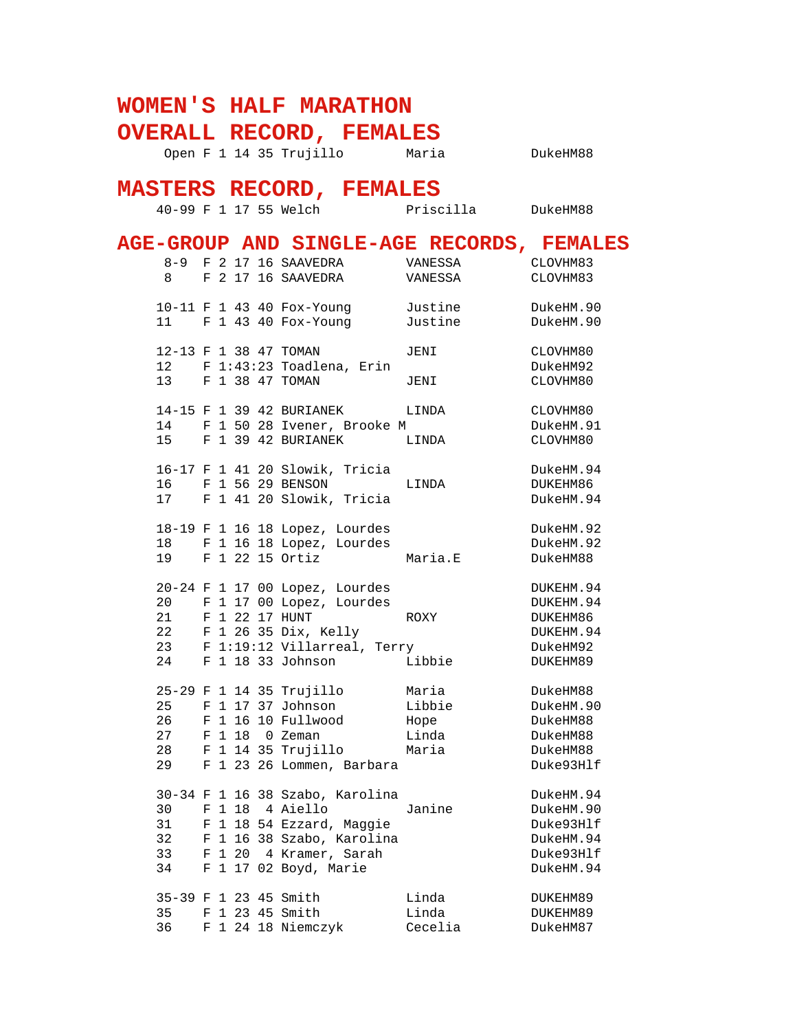# WOMEN'S HALF MARATHON

## OVERALL RECORD, FEMALES

```
   Open F 1 14 35 Trujillo        Maria           DukeHM88
```

## MASTERS RECORD, FEMALES

```
  40-99 F 1 17 55 Welch           Priscilla       DukeHM88
```

## AGE-GROUP AND SINGLE-AGE RECORDS, FEMALES

```
   8-9  F 2 17 16 SAAVEDRA        VANESSA         CLOVHM83
   8    F 2 17 16 SAAVEDRA        VANESSA         CLOVHM83

  10-11 F 1 43 40 Fox-Young       Justine         DukeHM.90
  11    F 1 43 40 Fox-Young       Justine         DukeHM.90

  12-13 F 1 38 47 TOMAN           JENI            CLOVHM80
  12    F 1:43:23 Toadlena, Erin                  DukeHM92
  13    F 1 38 47 TOMAN           JENI            CLOVHM80

  14-15 F 1 39 42 BURIANEK        LINDA           CLOVHM80
  14    F 1 50 28 Ivener, Brooke M                DukeHM.91
  15    F 1 39 42 BURIANEK        LINDA           CLOVHM80

  16-17 F 1 41 20 Slowik, Tricia                  DukeHM.94
  16    F 1 56 29 BENSON          LINDA           DUKEHM86
  17    F 1 41 20 Slowik, Tricia                  DukeHM.94

  18-19 F 1 16 18 Lopez, Lourdes                  DukeHM.92
  18    F 1 16 18 Lopez, Lourdes                  DukeHM.92
  19    F 1 22 15 Ortiz           Maria.E         DukeHM88

  20-24 F 1 17 00 Lopez, Lourdes                  DUKEHM.94
  20    F 1 17 00 Lopez, Lourdes                  DUKEHM.94
  21    F 1 22 17 HUNT            ROXY            DUKEHM86
  22    F 1 26 35 Dix, Kelly                      DUKEHM.94
  23    F 1:19:12 Villarreal, Terry               DukeHM92
  24    F 1 18 33 Johnson         Libbie          DUKEHM89

  25-29 F 1 14 35 Trujillo        Maria           DukeHM88
  25    F 1 17 37 Johnson         Libbie          DukeHM.90
  26    F 1 16 10 Fullwood        Hope            DukeHM88
  27    F 1 18  0 Zeman           Linda           DukeHM88
  28    F 1 14 35 Trujillo        Maria           DukeHM88
  29    F 1 23 26 Lommen, Barbara                 Duke93Hlf

  30-34 F 1 16 38 Szabo, Karolina                 DukeHM.94
  30    F 1 18  4 Aiello          Janine          DukeHM.90
  31    F 1 18 54 Ezzard, Maggie                  Duke93Hlf
  32    F 1 16 38 Szabo, Karolina                 DukeHM.94
  33    F 1 20  4 Kramer, Sarah                   Duke93Hlf
  34    F 1 17 02 Boyd, Marie                     DukeHM.94

  35-39 F 1 23 45 Smith           Linda           DUKEHM89
  35    F 1 23 45 Smith           Linda           DUKEHM89
  36    F 1 24 18 Niemczyk        Cecelia         DukeHM87
```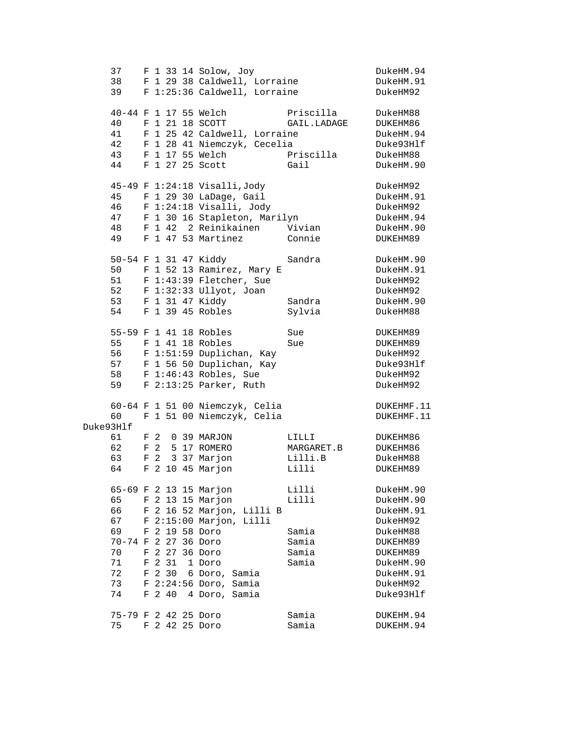```
     37    F 1 33 14 Solow, Joy                      DukeHM.94
     38    F 1 29 38 Caldwell, Lorraine              DukeHM.91
     39    F 1:25:36 Caldwell, Lorraine              DukeHM92

     40-44 F 1 17 55 Welch          Priscilla        DukeHM88
     40    F 1 21 18 SCOTT          GAIL.LADAGE      DUKEHM86
     41    F 1 25 42 Caldwell, Lorraine              DukeHM.94
     42    F 1 28 41 Niemczyk, Cecelia               Duke93Hlf
     43    F 1 17 55 Welch          Priscilla        DukeHM88
     44    F 1 27 25 Scott          Gail             DukeHM.90

     45-49 F 1:24:18 Visalli,Jody                    DukeHM92
     45    F 1 29 30 LaDage, Gail                    DukeHM.91
     46    F 1:24:18 Visalli, Jody                   DukeHM92
     47    F 1 30 16 Stapleton, Marilyn              DukeHM.94
     48    F 1 42  2 Reinikainen    Vivian           DukeHM.90
     49    F 1 47 53 Martinez       Connie           DUKEHM89

     50-54 F 1 31 47 Kiddy          Sandra           DukeHM.90
     50    F 1 52 13 Ramirez, Mary E                 DukeHM.91
     51    F 1:43:39 Fletcher, Sue                   DukeHM92
     52    F 1:32:33 Ullyot, Joan                    DukeHM92
     53    F 1 31 47 Kiddy          Sandra           DukeHM.90
     54    F 1 39 45 Robles         Sylvia           DukeHM88

     55-59 F 1 41 18 Robles         Sue              DUKEHM89
     55    F 1 41 18 Robles         Sue              DUKEHM89
     56    F 1:51:59 Duplichan, Kay                  DukeHM92
     57    F 1 56 50 Duplichan, Kay                  Duke93Hlf
     58    F 1:46:43 Robles, Sue                     DukeHM92
     59    F 2:13:25 Parker, Ruth                    DukeHM92

     60-64 F 1 51 00 Niemczyk, Celia                 DUKEHMF.11
     60    F 1 51 00 Niemczyk, Celia                 DUKEHMF.11
Duke93Hlf
     61    F 2  0 39 MARJON         LILLI            DUKEHM86
     62    F 2  5 17 ROMERO         MARGARET.B       DUKEHM86
     63    F 2  3 37 Marjon         Lilli.B          DukeHM88
     64    F 2 10 45 Marjon         Lilli            DUKEHM89

     65-69 F 2 13 15 Marjon         Lilli            DukeHM.90
     65    F 2 13 15 Marjon         Lilli            DukeHM.90
     66    F 2 16 52 Marjon, Lilli B                 DukeHM.91
     67    F 2:15:00 Marjon, Lilli                   DukeHM92
     69    F 2 19 58 Doro           Samia            DukeHM88
     70-74 F 2 27 36 Doro           Samia            DUKEHM89
     70    F 2 27 36 Doro           Samia            DUKEHM89
     71    F 2 31  1 Doro           Samia            DukeHM.90
     72    F 2 30  6 Doro, Samia                     DukeHM.91
     73    F 2:24:56 Doro, Samia                     DukeHM92
     74    F 2 40  4 Doro, Samia                     Duke93Hlf

     75-79 F 2 42 25 Doro           Samia            DUKEHM.94
     75    F 2 42 25 Doro           Samia            DUKEHM.94
```